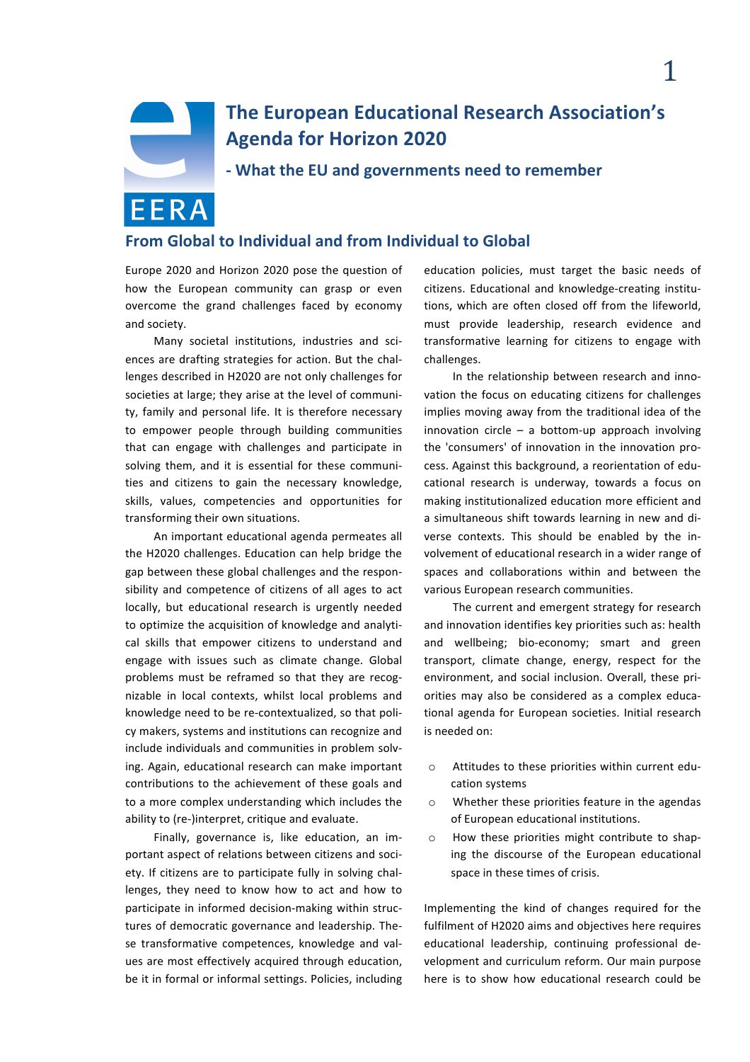# The European Educational Research Association's Agenda for Horizon 2020

## - What the EU and governments need to remember

EERA

## From Global to Individual and from Individual to Global

Europe 2020 and Horizon 2020 pose the question of how the European community can grasp or even overcome the grand challenges faced by economy and society.

Many societal institutions, industries and sciences are drafting strategies for action. But the challenges described in H2020 are not only challenges for societies at large; they arise at the level of community, family and personal life. It is therefore necessary to empower people through building communities that can engage with challenges and participate in solving them, and it is essential for these communities and citizens to gain the necessary knowledge, skills, values, competencies and opportunities for transforming their own situations.

An important educational agenda permeates all the H2020 challenges. Education can help bridge the gap between these global challenges and the responsibility and competence of citizens of all ages to act locally, but educational research is urgently needed to optimize the acquisition of knowledge and analytical skills that empower citizens to understand and engage with issues such as climate change. Global problems must be reframed so that they are recognizable in local contexts, whilst local problems and knowledge need to be re-contextualized, so that policy makers, systems and institutions can recognize and include individuals and communities in problem solving. Again, educational research can make important contributions to the achievement of these goals and to a more complex understanding which includes the ability to (re-)interpret, critique and evaluate.

Finally, governance is, like education, an important aspect of relations between citizens and society. If citizens are to participate fully in solving challenges, they need to know how to act and how to participate in informed decision-making within structures of democratic governance and leadership. These transformative competences, knowledge and values are most effectively acquired through education, be it in formal or informal settings. Policies, including education policies, must target the basic needs of citizens. Educational and knowledge-creating institutions, which are often closed off from the lifeworld, must provide leadership, research evidence and transformative learning for citizens to engage with challenges.

In the relationship between research and innovation the focus on educating citizens for challenges implies moving away from the traditional idea of the innovation circle – a bottom-up approach involving the 'consumers' of innovation in the innovation process. Against this background, a reorientation of educational research is underway, towards a focus on making institutionalized education more efficient and a simultaneous shift towards learning in new and diverse contexts. This should be enabled by the involvement of educational research in a wider range of spaces and collaborations within and between the various European research communities.

The current and emergent strategy for research and innovation identifies key priorities such as: health and wellbeing; bio-economy; smart and green transport, climate change, energy, respect for the environment, and social inclusion. Overall, these priorities may also be considered as a complex educational agenda for European societies. Initial research is needed on:

- Attitudes to these priorities within current education systems
- Whether these priorities feature in the agendas of European educational institutions.
- How these priorities might contribute to shaping the discourse of the European educational space in these times of crisis.

Implementing the kind of changes required for the fulfilment of H2020 aims and objectives here requires educational leadership, continuing professional development and curriculum reform. Our main purpose here is to show how educational research could be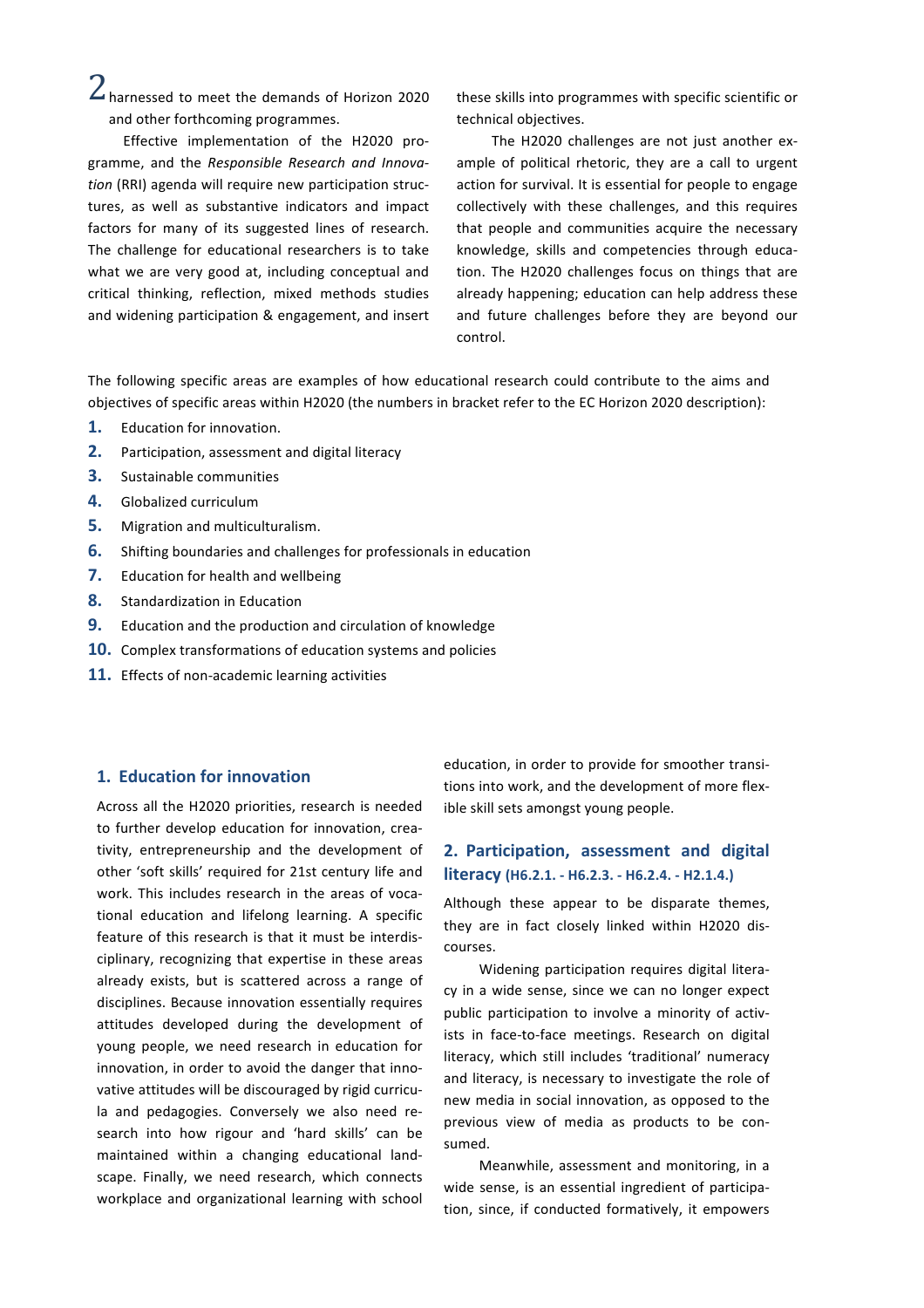harnessed to meet the demands of Horizon 2020 and other forthcoming programmes.

Effective implementation of the H2020 programme, and the *Responsible Research and Innovation* (RRI) agenda will require new participation structures, as well as substantive indicators and impact factors for many of its suggested lines of research. The challenge for educational researchers is to take what we are very good at, including conceptual and critical thinking, reflection, mixed methods studies and widening participation & engagement, and insert these skills into programmes with specific scientific or technical objectives.

The H2020 challenges are not just another example of political rhetoric, they are a call to urgent action for survival. It is essential for people to engage collectively with these challenges, and this requires that people and communities acquire the necessary knowledge, skills and competencies through education. The H2020 challenges focus on things that are already happening; education can help address these and future challenges before they are beyond our control.

The following specific areas are examples of how educational research could contribute to the aims and objectives of specific areas within H2020 (the numbers in bracket refer to the EC Horizon 2020 description):

1. Education for innovation.
2. Participation, assessment and digital literacy
3. Sustainable communities
4. Globalized curriculum
5. Migration and multiculturalism.
6. Shifting boundaries and challenges for professionals in education
7. Education for health and wellbeing
8. Standardization in Education
9. Education and the production and circulation of knowledge
10. Complex transformations of education systems and policies
11. Effects of non-academic learning activities

## 1. Education for innovation

Across all the H2020 priorities, research is needed to further develop education for innovation, creativity, entrepreneurship and the development of other 'soft skills' required for 21st century life and work. This includes research in the areas of vocational education and lifelong learning. A specific feature of this research is that it must be interdisciplinary, recognizing that expertise in these areas already exists, but is scattered across a range of disciplines. Because innovation essentially requires attitudes developed during the development of young people, we need research in education for innovation, in order to avoid the danger that innovative attitudes will be discouraged by rigid curricula and pedagogies. Conversely we also need research into how rigour and 'hard skills' can be maintained within a changing educational landscape. Finally, we need research, which connects workplace and organizational learning with school education, in order to provide for smoother transitions into work, and the development of more flexible skill sets amongst young people.

## 2. Participation, assessment and digital literacy (H6.2.1. - H6.2.3. - H6.2.4. - H2.1.4.)

Although these appear to be disparate themes, they are in fact closely linked within H2020 discourses.

Widening participation requires digital literacy in a wide sense, since we can no longer expect public participation to involve a minority of activists in face-to-face meetings. Research on digital literacy, which still includes 'traditional' numeracy and literacy, is necessary to investigate the role of new media in social innovation, as opposed to the previous view of media as products to be consumed.

Meanwhile, assessment and monitoring, in a wide sense, is an essential ingredient of participation, since, if conducted formatively, it empowers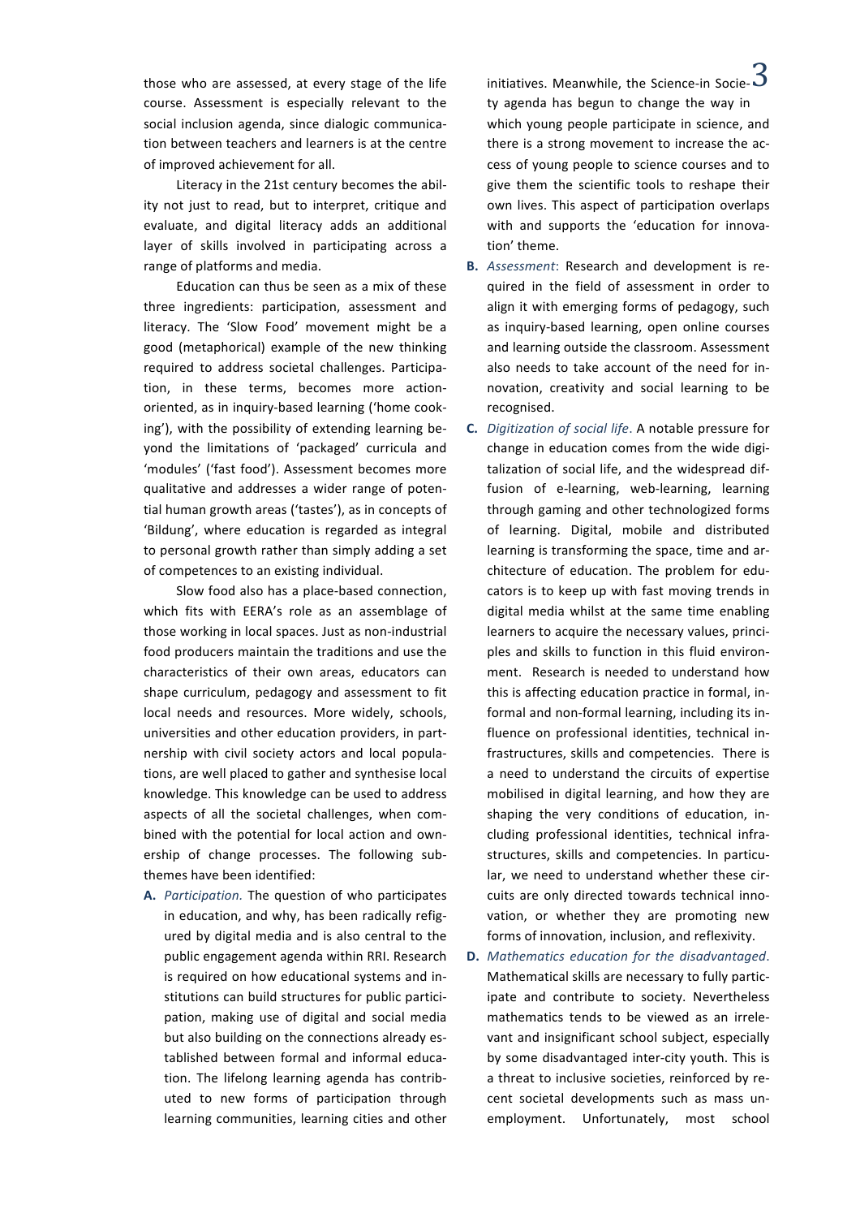those who are assessed, at every stage of the life course. Assessment is especially relevant to the social inclusion agenda, since dialogic communication between teachers and learners is at the centre of improved achievement for all.

Literacy in the 21st century becomes the ability not just to read, but to interpret, critique and evaluate, and digital literacy adds an additional layer of skills involved in participating across a range of platforms and media.

Education can thus be seen as a mix of these three ingredients: participation, assessment and literacy. The 'Slow Food' movement might be a good (metaphorical) example of the new thinking required to address societal challenges. Participation, in these terms, becomes more action-oriented, as in inquiry-based learning ('home cooking'), with the possibility of extending learning beyond the limitations of 'packaged' curricula and 'modules' ('fast food'). Assessment becomes more qualitative and addresses a wider range of potential human growth areas ('tastes'), as in concepts of 'Bildung', where education is regarded as integral to personal growth rather than simply adding a set of competences to an existing individual.

Slow food also has a place-based connection, which fits with EERA's role as an assemblage of those working in local spaces. Just as non-industrial food producers maintain the traditions and use the characteristics of their own areas, educators can shape curriculum, pedagogy and assessment to fit local needs and resources. More widely, schools, universities and other education providers, in partnership with civil society actors and local populations, are well placed to gather and synthesise local knowledge. This knowledge can be used to address aspects of all the societal challenges, when combined with the potential for local action and ownership of change processes. The following sub-themes have been identified:

**A.** *Participation.* The question of who participates in education, and why, has been radically refigured by digital media and is also central to the public engagement agenda within RRI. Research is required on how educational systems and institutions can build structures for public participation, making use of digital and social media but also building on the connections already established between formal and informal education. The lifelong learning agenda has contributed to new forms of participation through learning communities, learning cities and other initiatives. Meanwhile, the Science-in Society agenda has begun to change the way in which young people participate in science, and there is a strong movement to increase the access of young people to science courses and to give them the scientific tools to reshape their own lives. This aspect of participation overlaps with and supports the 'education for innovation' theme.

**B.** *Assessment*: Research and development is required in the field of assessment in order to align it with emerging forms of pedagogy, such as inquiry-based learning, open online courses and learning outside the classroom. Assessment also needs to take account of the need for innovation, creativity and social learning to be recognised.

**C.** *Digitization of social life*. A notable pressure for change in education comes from the wide digitalization of social life, and the widespread diffusion of e-learning, web-learning, learning through gaming and other technologized forms of learning. Digital, mobile and distributed learning is transforming the space, time and architecture of education. The problem for educators is to keep up with fast moving trends in digital media whilst at the same time enabling learners to acquire the necessary values, principles and skills to function in this fluid environment. Research is needed to understand how this is affecting education practice in formal, informal and non-formal learning, including its influence on professional identities, technical infrastructures, skills and competencies. There is a need to understand the circuits of expertise mobilised in digital learning, and how they are shaping the very conditions of education, including professional identities, technical infrastructures, skills and competencies. In particular, we need to understand whether these circuits are only directed towards technical innovation, or whether they are promoting new forms of innovation, inclusion, and reflexivity.

**D.** *Mathematics education for the disadvantaged*. Mathematical skills are necessary to fully participate and contribute to society. Nevertheless mathematics tends to be viewed as an irrelevant and insignificant school subject, especially by some disadvantaged inter-city youth. This is a threat to inclusive societies, reinforced by recent societal developments such as mass unemployment. Unfortunately, most school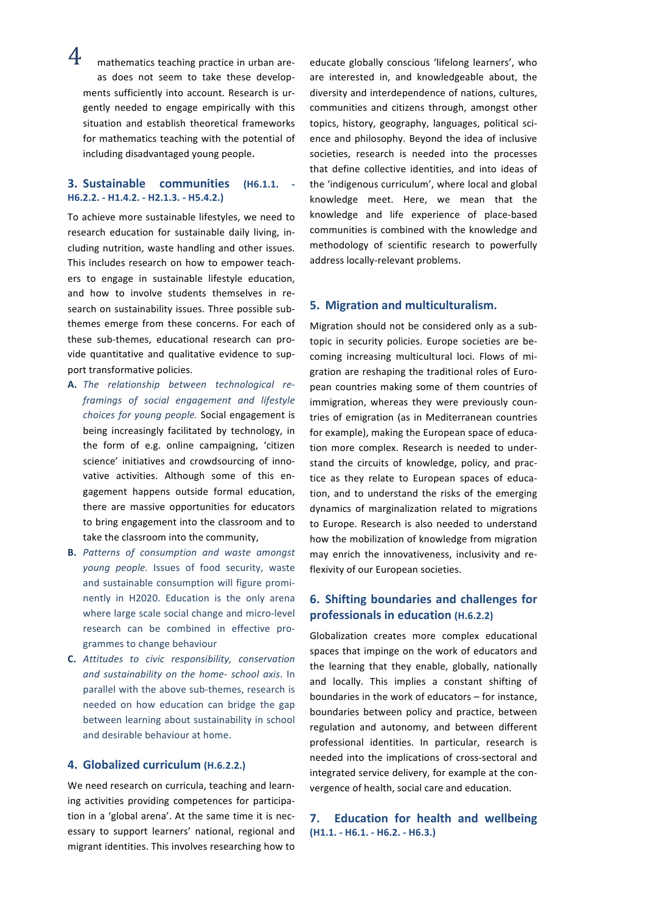mathematics teaching practice in urban areas does not seem to take these developments sufficiently into account. Research is urgently needed to engage empirically with this situation and establish theoretical frameworks for mathematics teaching with the potential of including disadvantaged young people.

### 3. Sustainable communities (H6.1.1. - H6.2.2. - H1.4.2. - H2.1.3. - H5.4.2.)

To achieve more sustainable lifestyles, we need to research education for sustainable daily living, including nutrition, waste handling and other issues. This includes research on how to empower teachers to engage in sustainable lifestyle education, and how to involve students themselves in research on sustainability issues. Three possible sub-themes emerge from these concerns. For each of these sub-themes, educational research can provide quantitative and qualitative evidence to support transformative policies.

**A.** *The relationship between technological re-framings of social engagement and lifestyle choices for young people.* Social engagement is being increasingly facilitated by technology, in the form of e.g. online campaigning, 'citizen science' initiatives and crowdsourcing of innovative activities. Although some of this engagement happens outside formal education, there are massive opportunities for educators to bring engagement into the classroom and to take the classroom into the community,

**B.** *Patterns of consumption and waste amongst young people.* Issues of food security, waste and sustainable consumption will figure prominently in H2020. Education is the only arena where large scale social change and micro-level research can be combined in effective programmes to change behaviour

**C.** *Attitudes to civic responsibility, conservation and sustainability on the home- school axis.* In parallel with the above sub-themes, research is needed on how education can bridge the gap between learning about sustainability in school and desirable behaviour at home.

### 4. Globalized curriculum (H.6.2.2.)

We need research on curricula, teaching and learning activities providing competences for participation in a 'global arena'. At the same time it is necessary to support learners' national, regional and migrant identities. This involves researching how to educate globally conscious 'lifelong learners', who are interested in, and knowledgeable about, the diversity and interdependence of nations, cultures, communities and citizens through, amongst other topics, history, geography, languages, political science and philosophy. Beyond the idea of inclusive societies, research is needed into the processes that define collective identities, and into ideas of the 'indigenous curriculum', where local and global knowledge meet. Here, we mean that the knowledge and life experience of place-based communities is combined with the knowledge and methodology of scientific research to powerfully address locally-relevant problems.

### 5. Migration and multiculturalism.

Migration should not be considered only as a subtopic in security policies. Europe societies are becoming increasing multicultural loci. Flows of migration are reshaping the traditional roles of European countries making some of them countries of immigration, whereas they were previously countries of emigration (as in Mediterranean countries for example), making the European space of education more complex. Research is needed to understand the circuits of knowledge, policy, and practice as they relate to European spaces of education, and to understand the risks of the emerging dynamics of marginalization related to migrations to Europe. Research is also needed to understand how the mobilization of knowledge from migration may enrich the innovativeness, inclusivity and reflexivity of our European societies.

### 6. Shifting boundaries and challenges for professionals in education (H.6.2.2)

Globalization creates more complex educational spaces that impinge on the work of educators and the learning that they enable, globally, nationally and locally. This implies a constant shifting of boundaries in the work of educators – for instance, boundaries between policy and practice, between regulation and autonomy, and between different professional identities. In particular, research is needed into the implications of cross-sectoral and integrated service delivery, for example at the convergence of health, social care and education.

### 7. Education for health and wellbeing (H1.1. - H6.1. - H6.2. - H6.3.)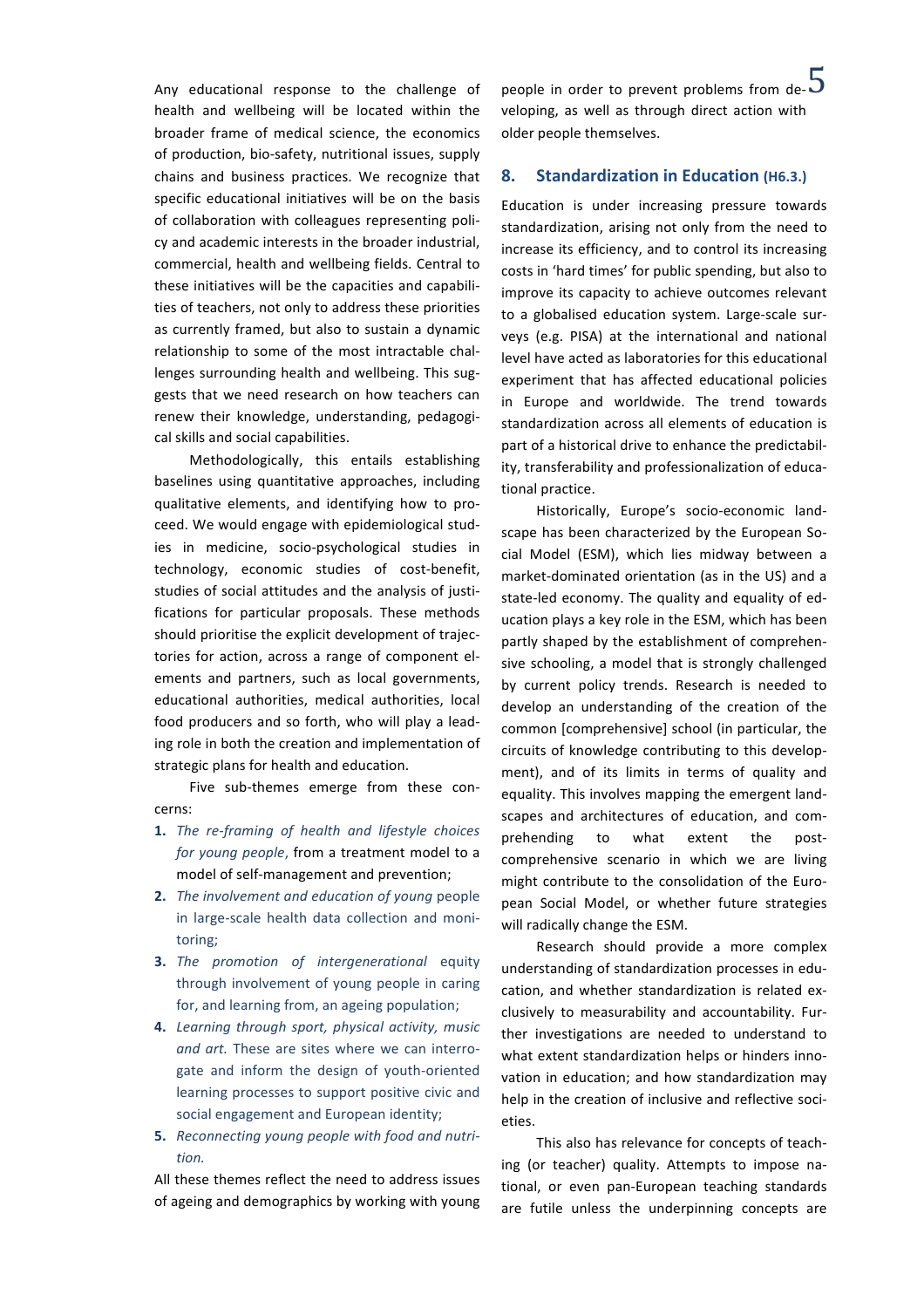Any educational response to the challenge of health and wellbeing will be located within the broader frame of medical science, the economics of production, bio-safety, nutritional issues, supply chains and business practices. We recognize that specific educational initiatives will be on the basis of collaboration with colleagues representing policy and academic interests in the broader industrial, commercial, health and wellbeing fields. Central to these initiatives will be the capacities and capabilities of teachers, not only to address these priorities as currently framed, but also to sustain a dynamic relationship to some of the most intractable challenges surrounding health and wellbeing. This suggests that we need research on how teachers can renew their knowledge, understanding, pedagogical skills and social capabilities.

Methodologically, this entails establishing baselines using quantitative approaches, including qualitative elements, and identifying how to proceed. We would engage with epidemiological studies in medicine, socio-psychological studies in technology, economic studies of cost-benefit, studies of social attitudes and the analysis of justifications for particular proposals. These methods should prioritise the explicit development of trajectories for action, across a range of component elements and partners, such as local governments, educational authorities, medical authorities, local food producers and so forth, who will play a leading role in both the creation and implementation of strategic plans for health and education.

Five sub-themes emerge from these concerns:

1. *The re-framing of health and lifestyle choices for young people*, from a treatment model to a model of self-management and prevention;
2. *The involvement and education of young* people in large-scale health data collection and monitoring;
3. *The promotion of intergenerational* equity through involvement of young people in caring for, and learning from, an ageing population;
4. *Learning through sport, physical activity, music and art.* These are sites where we can interrogate and inform the design of youth-oriented learning processes to support positive civic and social engagement and European identity;
5. *Reconnecting young people with food and nutrition.*

All these themes reflect the need to address issues of ageing and demographics by working with young people in order to prevent problems from developing, as well as through direct action with older people themselves.

## 8. Standardization in Education (H6.3.)

Education is under increasing pressure towards standardization, arising not only from the need to increase its efficiency, and to control its increasing costs in 'hard times' for public spending, but also to improve its capacity to achieve outcomes relevant to a globalised education system. Large-scale surveys (e.g. PISA) at the international and national level have acted as laboratories for this educational experiment that has affected educational policies in Europe and worldwide. The trend towards standardization across all elements of education is part of a historical drive to enhance the predictability, transferability and professionalization of educational practice.

Historically, Europe's socio-economic landscape has been characterized by the European Social Model (ESM), which lies midway between a market-dominated orientation (as in the US) and a state-led economy. The quality and equality of education plays a key role in the ESM, which has been partly shaped by the establishment of comprehensive schooling, a model that is strongly challenged by current policy trends. Research is needed to develop an understanding of the creation of the common [comprehensive] school (in particular, the circuits of knowledge contributing to this development), and of its limits in terms of quality and equality. This involves mapping the emergent landscapes and architectures of education, and comprehending to what extent the post-comprehensive scenario in which we are living might contribute to the consolidation of the European Social Model, or whether future strategies will radically change the ESM.

Research should provide a more complex understanding of standardization processes in education, and whether standardization is related exclusively to measurability and accountability. Further investigations are needed to understand to what extent standardization helps or hinders innovation in education; and how standardization may help in the creation of inclusive and reflective societies.

This also has relevance for concepts of teaching (or teacher) quality. Attempts to impose national, or even pan-European teaching standards are futile unless the underpinning concepts are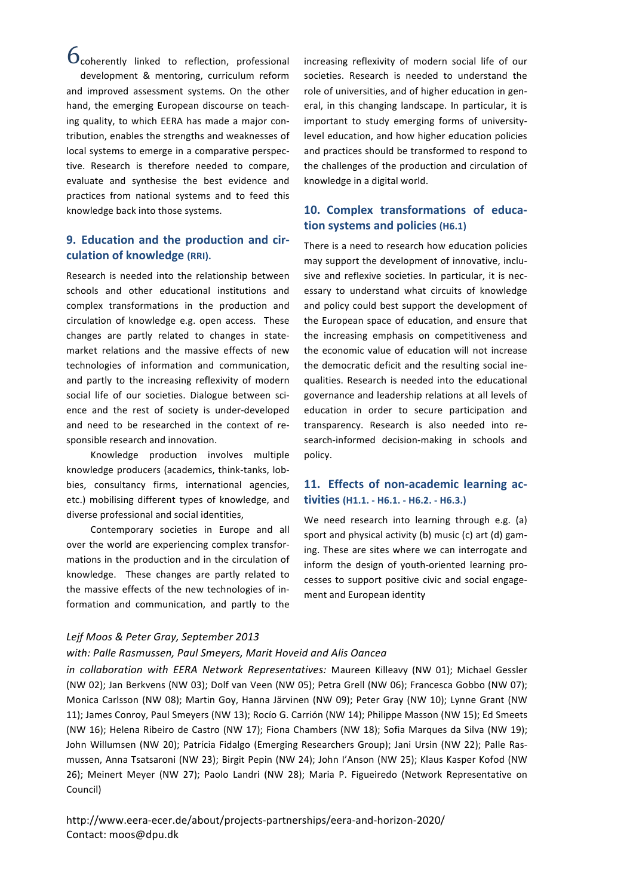coherently linked to reflection, professional development & mentoring, curriculum reform and improved assessment systems. On the other hand, the emerging European discourse on teaching quality, to which EERA has made a major contribution, enables the strengths and weaknesses of local systems to emerge in a comparative perspective. Research is therefore needed to compare, evaluate and synthesise the best evidence and practices from national systems and to feed this knowledge back into those systems.

## 9. Education and the production and circulation of knowledge (RRI).

Research is needed into the relationship between schools and other educational institutions and complex transformations in the production and circulation of knowledge e.g. open access. These changes are partly related to changes in state-market relations and the massive effects of new technologies of information and communication, and partly to the increasing reflexivity of modern social life of our societies. Dialogue between science and the rest of society is under-developed and need to be researched in the context of responsible research and innovation.

Knowledge production involves multiple knowledge producers (academics, think-tanks, lobbies, consultancy firms, international agencies, etc.) mobilising different types of knowledge, and diverse professional and social identities,

Contemporary societies in Europe and all over the world are experiencing complex transformations in the production and in the circulation of knowledge. These changes are partly related to the massive effects of the new technologies of information and communication, and partly to the increasing reflexivity of modern social life of our societies. Research is needed to understand the role of universities, and of higher education in general, in this changing landscape. In particular, it is important to study emerging forms of university-level education, and how higher education policies and practices should be transformed to respond to the challenges of the production and circulation of knowledge in a digital world.

## 10. Complex transformations of education systems and policies (H6.1)

There is a need to research how education policies may support the development of innovative, inclusive and reflexive societies. In particular, it is necessary to understand what circuits of knowledge and policy could best support the development of the European space of education, and ensure that the increasing emphasis on competitiveness and the economic value of education will not increase the democratic deficit and the resulting social inequalities. Research is needed into the educational governance and leadership relations at all levels of education in order to secure participation and transparency. Research is also needed into research-informed decision-making in schools and policy.

## 11. Effects of non-academic learning activities (H1.1. - H6.1. - H6.2. - H6.3.)

We need research into learning through e.g. (a) sport and physical activity (b) music (c) art (d) gaming. These are sites where we can interrogate and inform the design of youth-oriented learning processes to support positive civic and social engagement and European identity

*Lejf Moos & Peter Gray, September 2013*

*with: Palle Rasmussen, Paul Smeyers, Marit Hoveid and Alis Oancea*

*in collaboration with EERA Network Representatives:* Maureen Killeavy (NW 01); Michael Gessler (NW 02); Jan Berkvens (NW 03); Dolf van Veen (NW 05); Petra Grell (NW 06); Francesca Gobbo (NW 07); Monica Carlsson (NW 08); Martin Goy, Hanna Järvinen (NW 09); Peter Gray (NW 10); Lynne Grant (NW 11); James Conroy, Paul Smeyers (NW 13); Rocío G. Carrión (NW 14); Philippe Masson (NW 15); Ed Smeets (NW 16); Helena Ribeiro de Castro (NW 17); Fiona Chambers (NW 18); Sofia Marques da Silva (NW 19); John Willumsen (NW 20); Patrícia Fidalgo (Emerging Researchers Group); Jani Ursin (NW 22); Palle Rasmussen, Anna Tsatsaroni (NW 23); Birgit Pepin (NW 24); John I'Anson (NW 25); Klaus Kasper Kofod (NW 26); Meinert Meyer (NW 27); Paolo Landri (NW 28); Maria P. Figueiredo (Network Representative on Council)

http://www.eera-ecer.de/about/projects-partnerships/eera-and-horizon-2020/
Contact: moos@dpu.dk